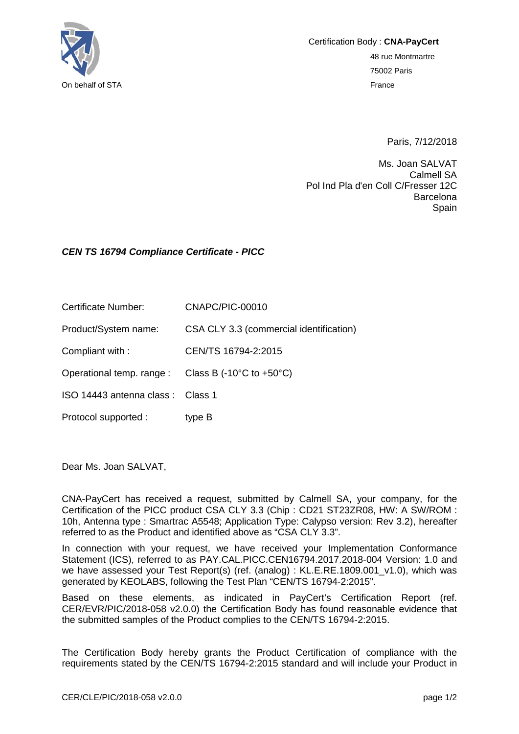On behalf of STA

Certification Body : **CNA-PayCert**
48 rue Montmartre
75002 Paris
France

Paris, 7/12/2018

Ms. Joan SALVAT
Calmell SA
Pol Ind Pla d'en Coll C/Fresser 12C
Barcelona
Spain

***CEN TS 16794 Compliance Certificate - PICC***

| | |
|---|---|
| Certificate Number: | CNAPC/PIC-00010 |
| Product/System name: | CSA CLY 3.3 (commercial identification) |
| Compliant with : | CEN/TS 16794-2:2015 |
| Operational temp. range : | Class B (-10°C to +50°C) |
| ISO 14443 antenna class : | Class 1 |
| Protocol supported : | type B |

Dear Ms. Joan SALVAT,

CNA-PayCert has received a request, submitted by Calmell SA, your company, for the Certification of the PICC product CSA CLY 3.3 (Chip : CD21 ST23ZR08, HW: A SW/ROM : 10h, Antenna type : Smartrac A5548; Application Type: Calypso version: Rev 3.2), hereafter referred to as the Product and identified above as “CSA CLY 3.3”.

In connection with your request, we have received your Implementation Conformance Statement (ICS), referred to as PAY.CAL.PICC.CEN16794.2017.2018-004 Version: 1.0 and we have assessed your Test Report(s) (ref. (analog) : KL.E.RE.1809.001_v1.0), which was generated by KEOLABS, following the Test Plan “CEN/TS 16794-2:2015”.

Based on these elements, as indicated in PayCert’s Certification Report (ref. CER/EVR/PIC/2018-058 v2.0.0) the Certification Body has found reasonable evidence that the submitted samples of the Product complies to the CEN/TS 16794-2:2015.

The Certification Body hereby grants the Product Certification of compliance with the requirements stated by the CEN/TS 16794-2:2015 standard and will include your Product in

CER/CLE/PIC/2018-058 v2.0.0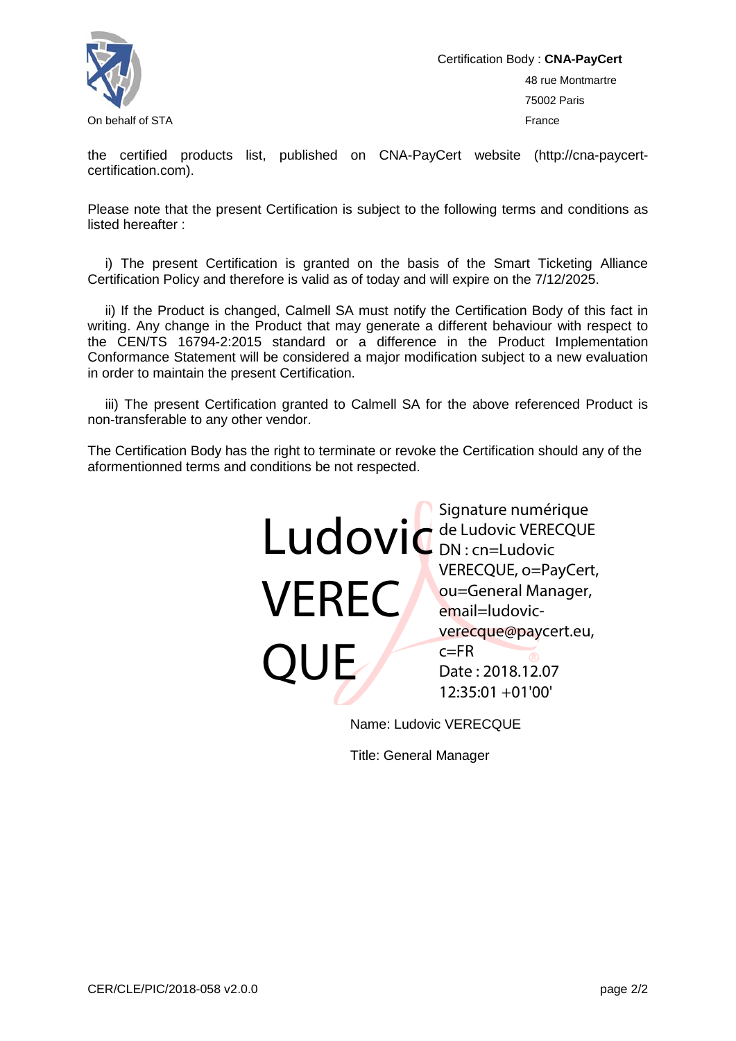On behalf of STA

Certification Body : **CNA-PayCert**
48 rue Montmartre
75002 Paris
France

the certified products list, published on CNA-PayCert website (http://cna-paycert-certification.com).

Please note that the present Certification is subject to the following terms and conditions as listed hereafter :

i) The present Certification is granted on the basis of the Smart Ticketing Alliance Certification Policy and therefore is valid as of today and will expire on the 7/12/2025.

ii) If the Product is changed, Calmell SA must notify the Certification Body of this fact in writing. Any change in the Product that may generate a different behaviour with respect to the CEN/TS 16794-2:2015 standard or a difference in the Product Implementation Conformance Statement will be considered a major modification subject to a new evaluation in order to maintain the present Certification.

iii) The present Certification granted to Calmell SA for the above referenced Product is non-transferable to any other vendor.

The Certification Body has the right to terminate or revoke the Certification should any of the aforementionned terms and conditions be not respected.

Ludovic VERECQUE

Signature numérique de Ludovic VERECQUE
DN : cn=Ludovic VERECQUE, o=PayCert, ou=General Manager, email=ludovic-verecque@paycert.eu, c=FR
Date : 2018.12.07 12:35:01 +01'00'

Name: Ludovic VERECQUE

Title: General Manager

CER/CLE/PIC/2018-058 v2.0.0